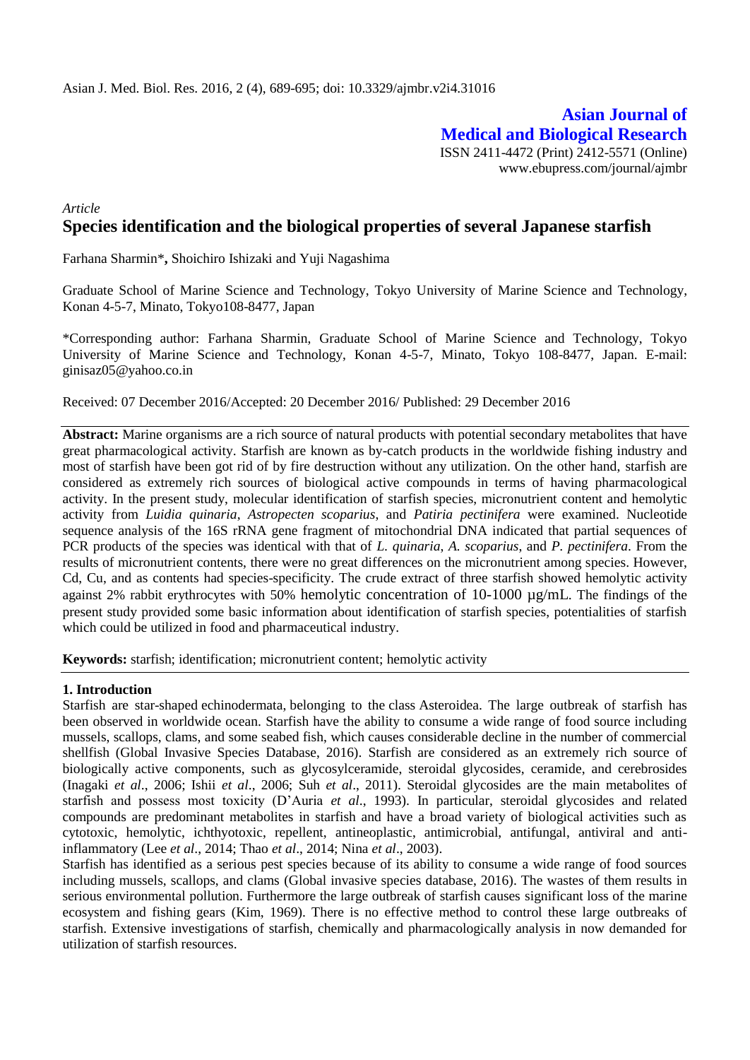Asian J. Med. Biol. Res. 2016, 2 (4), 689-695; doi: 10.3329/ajmbr.v2i4.31016

**Asian Journal of Medical and Biological Research**
ISSN 2411-4472 (Print) 2412-5571 (Online)
www.ebupress.com/journal/ajmbr

*Article*

# Species identification and the biological properties of several Japanese starfish

Farhana Sharmin\***,** Shoichiro Ishizaki and Yuji Nagashima

Graduate School of Marine Science and Technology, Tokyo University of Marine Science and Technology, Konan 4-5-7, Minato, Tokyo108-8477, Japan

\*Corresponding author: Farhana Sharmin, Graduate School of Marine Science and Technology, Tokyo University of Marine Science and Technology, Konan 4-5-7, Minato, Tokyo 108-8477, Japan. E-mail: ginisaz05@yahoo.co.in

Received: 07 December 2016/Accepted: 20 December 2016/ Published: 29 December 2016

**Abstract:** Marine organisms are a rich source of natural products with potential secondary metabolites that have great pharmacological activity. Starfish are known as by-catch products in the worldwide fishing industry and most of starfish have been got rid of by fire destruction without any utilization. On the other hand, starfish are considered as extremely rich sources of biological active compounds in terms of having pharmacological activity. In the present study, molecular identification of starfish species, micronutrient content and hemolytic activity from *Luidia quinaria*, *Astropecten scoparius,* and *Patiria pectinifera* were examined. Nucleotide sequence analysis of the 16S rRNA gene fragment of mitochondrial DNA indicated that partial sequences of PCR products of the species was identical with that of *L. quinaria, A. scoparius*, and *P. pectinifera*. From the results of micronutrient contents, there were no great differences on the micronutrient among species. However, Cd, Cu, and as contents had species-specificity. The crude extract of three starfish showed hemolytic activity against 2% rabbit erythrocytes with 50% hemolytic concentration of 10-1000 µg/mL. The findings of the present study provided some basic information about identification of starfish species, potentialities of starfish which could be utilized in food and pharmaceutical industry.

**Keywords:** starfish; identification; micronutrient content; hemolytic activity

## 1. Introduction

Starfish are star-shaped echinodermata, belonging to the class Asteroidea. The large outbreak of starfish has been observed in worldwide ocean. Starfish have the ability to consume a wide range of food source including mussels, scallops, clams, and some seabed fish, which causes considerable decline in the number of commercial shellfish (Global Invasive Species Database, 2016). Starfish are considered as an extremely rich source of biologically active components, such as glycosylceramide, steroidal glycosides, ceramide, and cerebrosides (Inagaki *et al*., 2006; Ishii *et al*., 2006; Suh *et al*., 2011). Steroidal glycosides are the main metabolites of starfish and possess most toxicity (D'Auria *et al*., 1993). In particular, steroidal glycosides and related compounds are predominant metabolites in starfish and have a broad variety of biological activities such as cytotoxic, hemolytic, ichthyotoxic, repellent, antineoplastic, antimicrobial, antifungal, antiviral and anti-inflammatory (Lee *et al*., 2014; Thao *et al*., 2014; Nina *et al*., 2003).

Starfish has identified as a serious pest species because of its ability to consume a wide range of food sources including mussels, scallops, and clams (Global invasive species database, 2016). The wastes of them results in serious environmental pollution. Furthermore the large outbreak of starfish causes significant loss of the marine ecosystem and fishing gears (Kim, 1969). There is no effective method to control these large outbreaks of starfish. Extensive investigations of starfish, chemically and pharmacologically analysis in now demanded for utilization of starfish resources.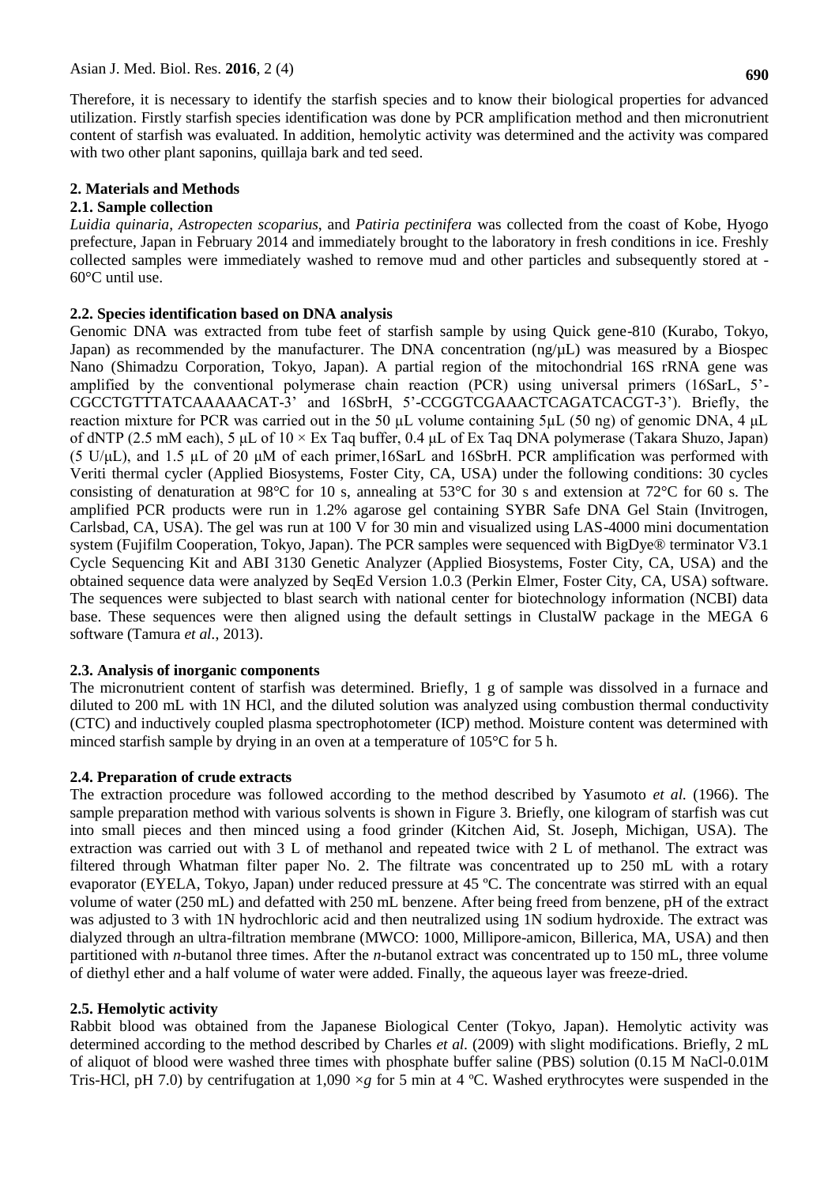Therefore, it is necessary to identify the starfish species and to know their biological properties for advanced utilization. Firstly starfish species identification was done by PCR amplification method and then micronutrient content of starfish was evaluated. In addition, hemolytic activity was determined and the activity was compared with two other plant saponins, quillaja bark and ted seed.

## 2. Materials and Methods

### 2.1. Sample collection

*Luidia quinaria*, *Astropecten scoparius*, and *Patiria pectinifera* was collected from the coast of Kobe, Hyogo prefecture, Japan in February 2014 and immediately brought to the laboratory in fresh conditions in ice. Freshly collected samples were immediately washed to remove mud and other particles and subsequently stored at -60°C until use.

### 2.2. Species identification based on DNA analysis

Genomic DNA was extracted from tube feet of starfish sample by using Quick gene-810 (Kurabo, Tokyo, Japan) as recommended by the manufacturer. The DNA concentration (ng/μL) was measured by a Biospec Nano (Shimadzu Corporation, Tokyo, Japan). A partial region of the mitochondrial 16S rRNA gene was amplified by the conventional polymerase chain reaction (PCR) using universal primers (16SarL, 5'-CGCCTGTTTATCAAAAACAT-3' and 16SbrH, 5'-CCGGTCGAAACTCAGATCACGT-3'). Briefly, the reaction mixture for PCR was carried out in the 50 μL volume containing 5μL (50 ng) of genomic DNA, 4 μL of dNTP (2.5 mM each), 5 μL of 10 × Ex Taq buffer, 0.4 μL of Ex Taq DNA polymerase (Takara Shuzo, Japan) (5 U/μL), and 1.5 μL of 20 μM of each primer,16SarL and 16SbrH. PCR amplification was performed with Veriti thermal cycler (Applied Biosystems, Foster City, CA, USA) under the following conditions: 30 cycles consisting of denaturation at 98°C for 10 s, annealing at 53°C for 30 s and extension at 72°C for 60 s. The amplified PCR products were run in 1.2% agarose gel containing SYBR Safe DNA Gel Stain (Invitrogen, Carlsbad, CA, USA). The gel was run at 100 V for 30 min and visualized using LAS-4000 mini documentation system (Fujifilm Cooperation, Tokyo, Japan). The PCR samples were sequenced with BigDye® terminator V3.1 Cycle Sequencing Kit and ABI 3130 Genetic Analyzer (Applied Biosystems, Foster City, CA, USA) and the obtained sequence data were analyzed by SeqEd Version 1.0.3 (Perkin Elmer, Foster City, CA, USA) software. The sequences were subjected to blast search with national center for biotechnology information (NCBI) data base. These sequences were then aligned using the default settings in ClustalW package in the MEGA 6 software (Tamura *et al.*, 2013).

### 2.3. Analysis of inorganic components

The micronutrient content of starfish was determined. Briefly, 1 g of sample was dissolved in a furnace and diluted to 200 mL with 1N HCl, and the diluted solution was analyzed using combustion thermal conductivity (CTC) and inductively coupled plasma spectrophotometer (ICP) method. Moisture content was determined with minced starfish sample by drying in an oven at a temperature of 105°C for 5 h.

### 2.4. Preparation of crude extracts

The extraction procedure was followed according to the method described by Yasumoto *et al.* (1966). The sample preparation method with various solvents is shown in Figure 3. Briefly, one kilogram of starfish was cut into small pieces and then minced using a food grinder (Kitchen Aid, St. Joseph, Michigan, USA). The extraction was carried out with 3 L of methanol and repeated twice with 2 L of methanol. The extract was filtered through Whatman filter paper No. 2. The filtrate was concentrated up to 250 mL with a rotary evaporator (EYELA, Tokyo, Japan) under reduced pressure at 45 ºC. The concentrate was stirred with an equal volume of water (250 mL) and defatted with 250 mL benzene. After being freed from benzene, pH of the extract was adjusted to 3 with 1N hydrochloric acid and then neutralized using 1N sodium hydroxide. The extract was dialyzed through an ultra-filtration membrane (MWCO: 1000, Millipore-amicon, Billerica, MA, USA) and then partitioned with *n*-butanol three times. After the *n*-butanol extract was concentrated up to 150 mL, three volume of diethyl ether and a half volume of water were added. Finally, the aqueous layer was freeze-dried.

### 2.5. Hemolytic activity

Rabbit blood was obtained from the Japanese Biological Center (Tokyo, Japan). Hemolytic activity was determined according to the method described by Charles *et al.* (2009) with slight modifications. Briefly, 2 mL of aliquot of blood were washed three times with phosphate buffer saline (PBS) solution (0.15 M NaCl-0.01M Tris-HCl, pH 7.0) by centrifugation at 1,090 ×*g* for 5 min at 4 ºC. Washed erythrocytes were suspended in the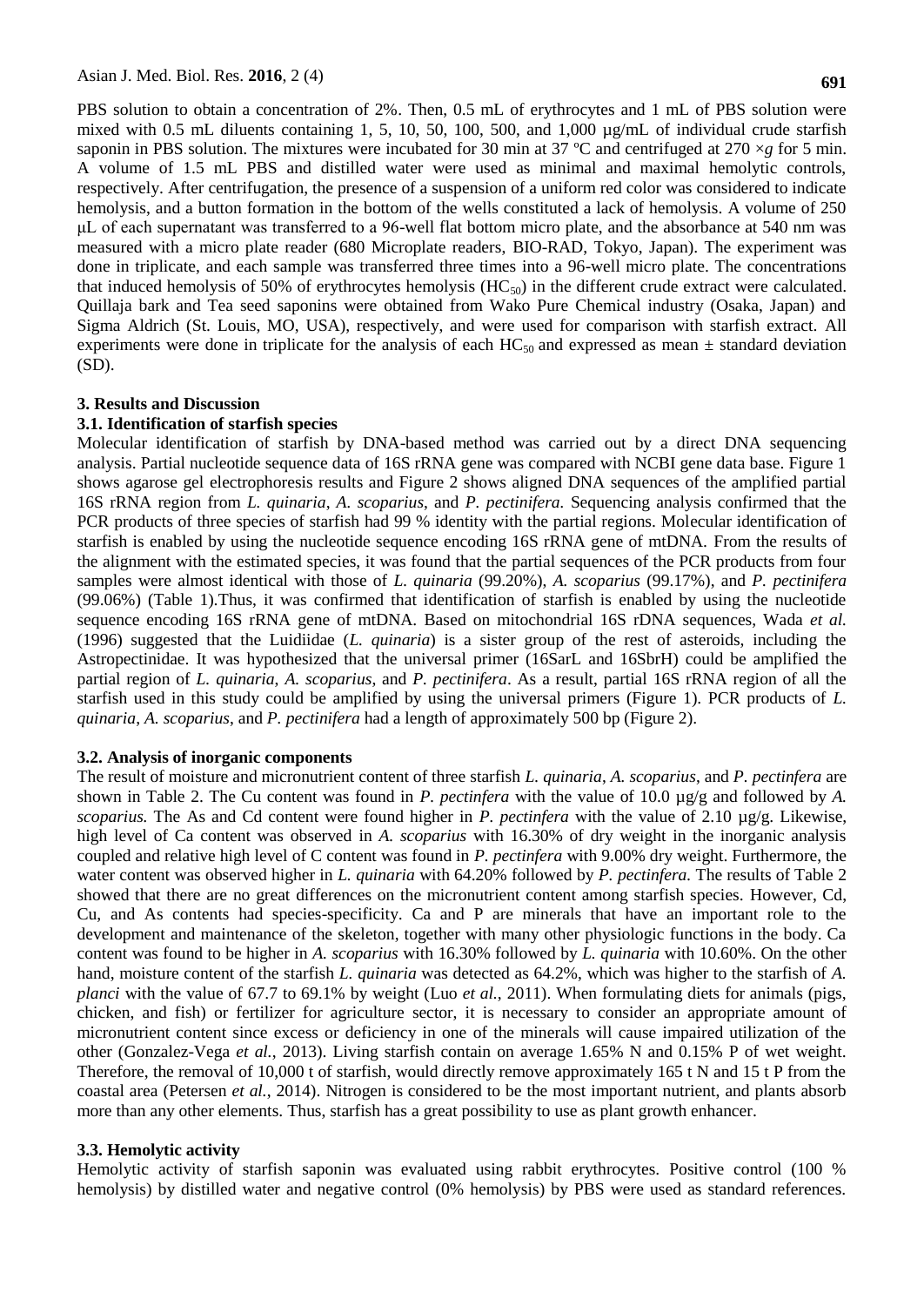PBS solution to obtain a concentration of 2%. Then, 0.5 mL of erythrocytes and 1 mL of PBS solution were mixed with 0.5 mL diluents containing 1, 5, 10, 50, 100, 500, and 1,000 µg/mL of individual crude starfish saponin in PBS solution. The mixtures were incubated for 30 min at 37 ºC and centrifuged at 270 ×*g* for 5 min. A volume of 1.5 mL PBS and distilled water were used as minimal and maximal hemolytic controls, respectively. After centrifugation, the presence of a suspension of a uniform red color was considered to indicate hemolysis, and a button formation in the bottom of the wells constituted a lack of hemolysis. A volume of 250 µL of each supernatant was transferred to a 96-well flat bottom micro plate, and the absorbance at 540 nm was measured with a micro plate reader (680 Microplate readers, BIO-RAD, Tokyo, Japan). The experiment was done in triplicate, and each sample was transferred three times into a 96-well micro plate. The concentrations that induced hemolysis of 50% of erythrocytes hemolysis ($HC_{50}$) in the different crude extract were calculated. Quillaja bark and Tea seed saponins were obtained from Wako Pure Chemical industry (Osaka, Japan) and Sigma Aldrich (St. Louis, MO, USA), respectively, and were used for comparison with starfish extract. All experiments were done in triplicate for the analysis of each $HC_{50}$ and expressed as mean ± standard deviation (SD).

## 3. Results and Discussion

### 3.1. Identification of starfish species

Molecular identification of starfish by DNA-based method was carried out by a direct DNA sequencing analysis. Partial nucleotide sequence data of 16S rRNA gene was compared with NCBI gene data base. Figure 1 shows agarose gel electrophoresis results and Figure 2 shows aligned DNA sequences of the amplified partial 16S rRNA region from *L. quinaria*, *A. scoparius,* and *P. pectinifera.* Sequencing analysis confirmed that the PCR products of three species of starfish had 99 % identity with the partial regions. Molecular identification of starfish is enabled by using the nucleotide sequence encoding 16S rRNA gene of mtDNA. From the results of the alignment with the estimated species, it was found that the partial sequences of the PCR products from four samples were almost identical with those of *L. quinaria* (99.20%), *A. scoparius* (99.17%), and *P. pectinifera* (99.06%) (Table 1).Thus, it was confirmed that identification of starfish is enabled by using the nucleotide sequence encoding 16S rRNA gene of mtDNA. Based on mitochondrial 16S rDNA sequences, Wada *et al.* (1996) suggested that the Luidiidae (*L. quinaria*) is a sister group of the rest of asteroids, including the Astropectinidae. It was hypothesized that the universal primer (16SarL and 16SbrH) could be amplified the partial region of *L. quinaria*, *A. scoparius*, and *P. pectinifera*. As a result, partial 16S rRNA region of all the starfish used in this study could be amplified by using the universal primers (Figure 1). PCR products of *L. quinaria*, *A. scoparius*, and *P. pectinifera* had a length of approximately 500 bp (Figure 2).

### 3.2. Analysis of inorganic components

The result of moisture and micronutrient content of three starfish *L. quinaria*, *A. scoparius*, and *P. pectinfera* are shown in Table 2. The Cu content was found in *P. pectinfera* with the value of 10.0 µg/g and followed by *A. scoparius.* The As and Cd content were found higher in *P. pectinfera* with the value of 2.10 µg/g. Likewise, high level of Ca content was observed in *A. scoparius* with 16.30% of dry weight in the inorganic analysis coupled and relative high level of C content was found in *P. pectinfera* with 9.00% dry weight. Furthermore, the water content was observed higher in *L. quinaria* with 64.20% followed by *P. pectinfera.* The results of Table 2 showed that there are no great differences on the micronutrient content among starfish species. However, Cd, Cu, and As contents had species-specificity. Ca and P are minerals that have an important role to the development and maintenance of the skeleton, together with many other physiologic functions in the body. Ca content was found to be higher in *A. scoparius* with 16.30% followed by *L. quinaria* with 10.60%. On the other hand, moisture content of the starfish *L. quinaria* was detected as 64.2%, which was higher to the starfish of *A. planci* with the value of 67.7 to 69.1% by weight (Luo *et al.*, 2011). When formulating diets for animals (pigs, chicken, and fish) or fertilizer for agriculture sector, it is necessary to consider an appropriate amount of micronutrient content since excess or deficiency in one of the minerals will cause impaired utilization of the other (Gonzalez-Vega *et al.*, 2013). Living starfish contain on average 1.65% N and 0.15% P of wet weight. Therefore, the removal of 10,000 t of starfish, would directly remove approximately 165 t N and 15 t P from the coastal area (Petersen *et al.*, 2014). Nitrogen is considered to be the most important nutrient, and plants absorb more than any other elements. Thus, starfish has a great possibility to use as plant growth enhancer.

### 3.3. Hemolytic activity

Hemolytic activity of starfish saponin was evaluated using rabbit erythrocytes. Positive control (100 % hemolysis) by distilled water and negative control (0% hemolysis) by PBS were used as standard references.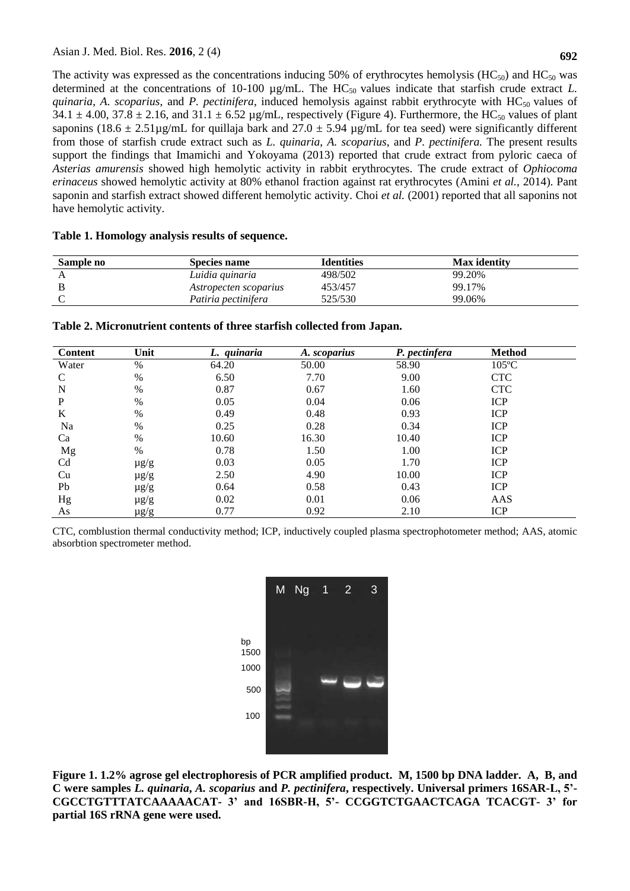The activity was expressed as the concentrations inducing 50% of erythrocytes hemolysis ($HC_{50}$) and $HC_{50}$ was determined at the concentrations of 10-100 µg/mL. The $HC_{50}$ values indicate that starfish crude extract *L. quinaria*, *A. scoparius*, and *P. pectinifera*, induced hemolysis against rabbit erythrocyte with $HC_{50}$ values of 34.1 ± 4.00, 37.8 ± 2.16, and 31.1 ± 6.52 µg/mL, respectively (Figure 4). Furthermore, the $HC_{50}$ values of plant saponins (18.6 ± 2.51µg/mL for quillaja bark and 27.0 ± 5.94 µg/mL for tea seed) were significantly different from those of starfish crude extract such as *L. quinaria*, *A. scoparius*, and *P. pectinifera.* The present results support the findings that Imamichi and Yokoyama (2013) reported that crude extract from pyloric caeca of *Asterias amurensis* showed high hemolytic activity in rabbit erythrocytes. The crude extract of *Ophiocoma erinaceus* showed hemolytic activity at 80% ethanol fraction against rat erythrocytes (Amini *et al.*, 2014). Pant saponin and starfish extract showed different hemolytic activity. Choi *et al.* (2001) reported that all saponins not have hemolytic activity.

**Table 1. Homology analysis results of sequence.**

| Sample no | Species name | Identities | Max identity |
|---|---|---|---|
| A | *Luidia quinaria* | 498/502 | 99.20% |
| B | *Astropecten scoparius* | 453/457 | 99.17% |
| C | *Patiria pectinifera* | 525/530 | 99.06% |

**Table 2. Micronutrient contents of three starfish collected from Japan.**

| Content | Unit | *L. quinaria* | *A. scoparius* | *P. pectinfera* | Method |
|---|---|---|---|---|---|
| Water | % | 64.20 | 50.00 | 58.90 | 105ºC |
| C | % | 6.50 | 7.70 | 9.00 | CTC |
| N | % | 0.87 | 0.67 | 1.60 | CTC |
| P | % | 0.05 | 0.04 | 0.06 | ICP |
| K | % | 0.49 | 0.48 | 0.93 | ICP |
| Na | % | 0.25 | 0.28 | 0.34 | ICP |
| Ca | % | 10.60 | 16.30 | 10.40 | ICP |
| Mg | % | 0.78 | 1.50 | 1.00 | ICP |
| Cd | µg/g | 0.03 | 0.05 | 1.70 | ICP |
| Cu | µg/g | 2.50 | 4.90 | 10.00 | ICP |
| Pb | µg/g | 0.64 | 0.58 | 0.43 | ICP |
| Hg | µg/g | 0.02 | 0.01 | 0.06 | AAS |
| As | µg/g | 0.77 | 0.92 | 2.10 | ICP |

CTC, comblustion thermal conductivity method; ICP, inductively coupled plasma spectrophotometer method; AAS, atomic absorbtion spectrometer method.

**Figure 1. 1.2% agrose gel electrophoresis of PCR amplified product. M, 1500 bp DNA ladder. A, B, and C were samples *L. quinaria*, *A. scoparius* and *P. pectinifera*, respectively. Universal primers 16SAR-L, 5'- CGCCTGTTTATCAAAAACAT- 3' and 16SBR-H, 5'- CCGGTCTGAACTCAGA TCACGT- 3' for partial 16S rRNA gene were used.**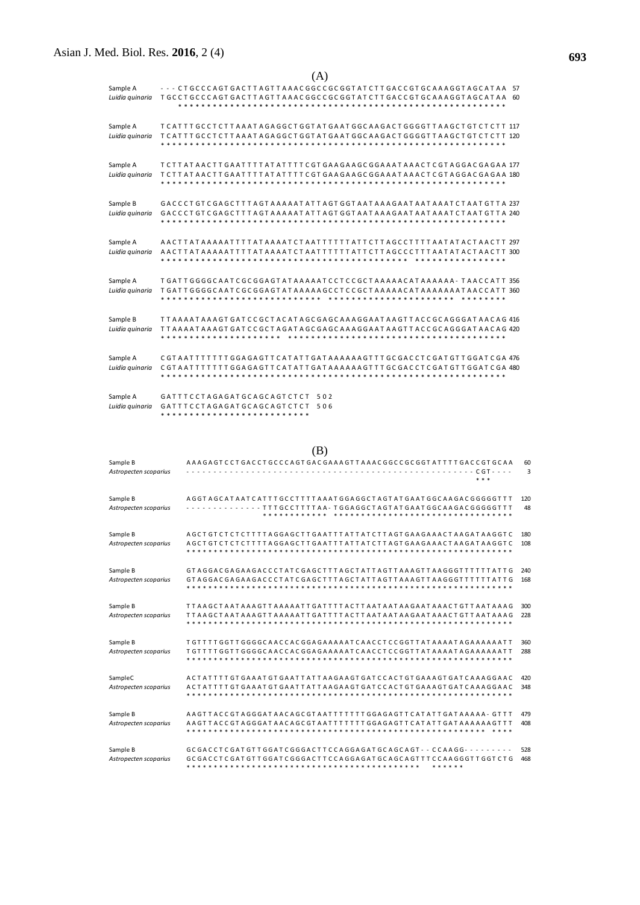(A)

```
Sample A         ---CTGCCCAGTGACTTAGTTAAACGGCCGCGGTATCTTGACCGTGCAAAGGTAGCATAA 57
Luidia quinaria  TGCCTGCCCAGTGACTTAGTTAAACGGCCGCGGTATCTTGACCGTGCAAAGGTAGCATAA 60
                     ********************************************************

Sample A         TCATTTGCCTCTTAAATAGAGGCTGGTATGAATGGCAAGACTGGGGTTAAGCTGTCTCTT 117
Luidia quinaria  TCATTTGCCTCTTAAATAGAGGCTGGTATGAATGGCAAGACTGGGGTTAAGCTGTCTCTT 120
                 ************************************************************

Sample A         TCTTATAACTTGAATTTTATATTTTCGTGAAGAAGCGGAAATAAACTCGTAGGACGAGAA 177
Luidia quinaria  TCTTATAACTTGAATTTTATATTTTCGTGAAGAAGCGGAAATAAACTCGTAGGACGAGAA 180
                 ************************************************************

Sample B         GACCCTGTCGAGCTTTAGTAAAAATATTAGTGGTAATAAAGAATAATAAATCTAATGTTA 237
Luidia quinaria  GACCCTGTCGAGCTTTAGTAAAAATATTAGTGGTAATAAAGAATAATAAATCTAATGTTA 240
                 ************************************************************

Sample A         AACTTATAAAAATTTTATAAAATCTAATTTTTTATTCTTAGCCTTTTAATATACTAACTT 297
Luidia quinaria  AACTTATAAAAATTTTATAAAATCTAATTTTTTATTCTTAGCCCTTTAATATACTAACTT 300
                 ******************************************* ****************

Sample A         TGATTGGGGCAATCGCGGAGTATAAAAATCCTCCGCTAAAAACATAAAAAA-TAACCATT 356
Luidia quinaria  TGATTGGGGCAATCGCGGAGTATAAAAAGCCTCCGCTAAAAACATAAAAAAATAACCATT 360
                 **************************** *********************** ********

Sample B         TTAAAATAAAGTGATCCGCTACATAGCGAGCAAAGGAATAAGTTACCGCAGGGATAACAG 416
Luidia quinaria  TTAAAATAAAGTGATCCGCTAGATAGCGAGCAAAGGAATAAGTTACCGCAGGGATAACAG 420
                 ********************* **************************************

Sample A         CGTAATTTTTTTGGAGAGTTCATATTGATAAAAAAGTTTGCGACCTCGATGTTGGATCGA 476
Luidia quinaria  CGTAATTTTTTTGGAGAGTTCATATTGATAAAAAAGTTTGCGACCTCGATGTTGGATCGA 480
                 ************************************************************

Sample A         GATTTCCTAGAGATGCAGCAGTCTCT 502
Luidia quinaria  GATTTCCTAGAGATGCAGCAGTCTCT 506
                 **************************
```

(B)

```
Sample B               AAAGAGTCCTGACCTGCCCAGTGACGAAAGTTAAACGGCCGCGGTATTTTGACCGTGCAA  60
Astropecten scoparius  -------------------------------------------------------CGT----   3
                                                                       ***

Sample B               AGGTAGCATAATCATTTGCCTTTTAAATGGAGGCTAGTATGAATGGCAAGACGGGGGTTT 120
Astropecten scoparius  -------------TTTGCCTTTTAA-TGGAGGCTAGTATGAATGGCAAGACGGGGGTTT  48
                                    *********** **********************************

Sample B               AGCTGTCTCTCTTTTAGGAGCTTGAATTTATTATCTTAGTGAAGAAACTAAGATAAGGTC 180
Astropecten scoparius  AGCTGTCTCTCTTTTAGGAGCTTGAATTTATTATCTTAGTGAAGAAACTAAGATAAGGTC 108
                       ************************************************************

Sample B               GTAGGACGAGAAGACCCTATCGAGCTTTAGCTATTAGTTAAAGTTAAGGGTTTTTTATTG 240
Astropecten scoparius  GTAGGACGAGAAGACCCTATCGAGCTTTAGCTATTAGTTAAAGTTAAGGGTTTTTTATTG 168
                       ************************************************************

Sample B               TTAAGCTAATAAAGTTAAAAATTGATTTTACTTAATAATAAGAATAAACTGTTAATAAAG 300
Astropecten scoparius  TTAAGCTAATAAAGTTAAAAATTGATTTTACTTAATAATAAGAATAAACTGTTAATAAAG 228
                       ************************************************************

Sample B               TGTTTTGGTTGGGGCAACCACGGAGAAAAATCAACCTCCGGTTATAAAATAGAAAAAATT 360
Astropecten scoparius  TGTTTTGGTTGGGGCAACCACGGAGAAAAATCAACCTCCGGTTATAAAATAGAAAAAATT 288
                       ************************************************************

SampleC                ACTATTTTGTGAAATGTGAATTATTAAGAAGTGATCCACTGTGAAAGTGATCAAAGGAAC 420
Astropecten scoparius  ACTATTTTGTGAAATGTGAATTATTAAGAAGTGATCCACTGTGAAAGTGATCAAAGGAAC 348
                       ************************************************************

Sample B               AAGTTACCGTAGGGATAACAGCGTAATTTTTTTGGAGAGTTCATATTGATAAAAA-GTTT 479
Astropecten scoparius  AAGTTACCGTAGGGATAACAGCGTAATTTTTTTGGAGAGTTCATATTGATAAAAAAGTTT 408
                       *******************************************************  ****

Sample B               GCGACCTCGATGTTGGATCGGGACTTCCAGGAGATGCAGCAGT--CCAAGG---------- 528
Astropecten scoparius  GCGACCTCGATGTTGGATCGGGACTTCCAGGAGATGCAGCAGTTTCCAAGGGTTGGTCTG 468
                       *******************************************   ******
```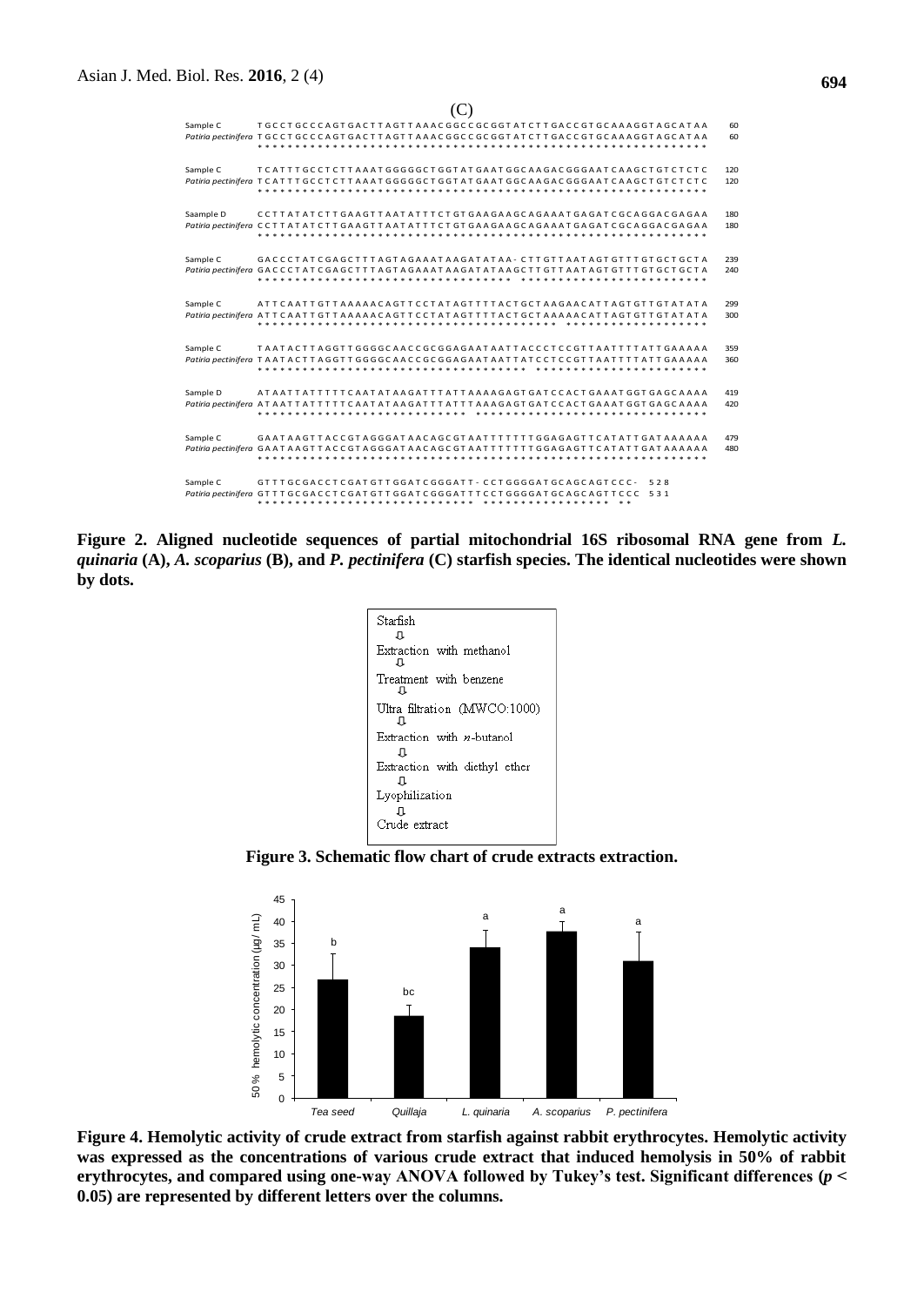(C)

```
Sample C            TGCCTGCCCAGTGACTTAGTTAAACGGCCGCGGTATCTTGACCGTGCAAAGGTAGCATAA  60
Patiria pectinifera TGCCTGCCCAGTGACTTAGTTAAACGGCCGCGGTATCTTGACCGTGCAAAGGTAGCATAA  60
                    ************************************************************

Sample C            TCATTTGCCTCTTAAATGGGGGCTGGTATGAATGGCAAGACGGGAATCAAGCTGTCTCTC  120
Patiria pectinifera TCATTTGCCTCTTAAATGGGGGCTGGTATGAATGGCAAGACGGGAATCAAGCTGTCTCTC  120
                    ************************************************************

Saample D           CCTTATATCTTGAAGTTAATATTTCTGTGAAGAAGCAGAAATGAGATCGCAGGACGAGAA  180
Patiria pectinifera CCTTATATCTTGAAGTTAATATTTCTGTGAAGAAGCAGAAATGAGATCGCAGGACGAGAA  180
                    ************************************************************

Sample C            GACCCTATCGAGCTTTAGTAGAAATAAGATATAA-CTTGTTAATAGTGTTTGTGCTGCTA  239
Patiria pectinifera GACCCTATCGAGCTTTAGTAGAAATAAGATATAAGCTTGTTAATAGTGTTTGTGCTGCTA  240
                    ********************************** *************************

Sample C            ATTCAATTGTTAAAAACAGTTCCTATAGTTTTACTGCTAAGAACATTAGTGTTGTATATA  299
Patiria pectinifera ATTCAATTGTTAAAAACAGTTCCTATAGTTTTACTGCTAAAAACATTAGTGTTGTATATA  300
                    **************************************** *******************

Sample C            TAATACTTAGGTTGGGGCAACCGCGGAGAATAATTACCCTCCGTTAATTTTATTGAAAAA  359
Patiria pectinifera TAATACTTAGGTTGGGGCAACCGCGGAGAATAATTATCCTCCGTTAATTTTATTGAAAAA  360
                    ************************************ ***********************

Sample D            ATAATTATTTTTCAATATAAGATTTATTAAAAGAGTGATCCACTGAAATGGTGAGCAAAA  419
Patiria pectinifera ATAATTATTTTTCAATATAAGATTTATTTAAAGAGTGATCCACTGAAATGGTGAGCAAAA  420
                    **************************** *******************************

Sample C            GAATAAGTTACCGTAGGGATAACAGCGTAATTTTTTTGGAGAGTTCATATTGATAAAAAA  479
Patiria pectinifera GAATAAGTTACCGTAGGGATAACAGCGTAATTTTTTTGGAGAGTTCATATTGATAAAAAA  480
                    ************************************************************

Sample C            GTTTGCGACCTCGATGTTGGATCGGGATT-CCTGGGGATGCAGCAGTCCC-  528
Patiria pectinifera GTTTGCGACCTCGATGTTGGATCGGGATTTCCTGGGGATGCAGCAGTTCCC  531
                    ***************************** ***************** **
```

**Figure 2. Aligned nucleotide sequences of partial mitochondrial 16S ribosomal RNA gene from *L. quinaria* (A), *A. scoparius* (B), and *P. pectinifera* (C) starfish species. The identical nucleotides were shown by dots.**

Starfish
⇩
Extraction with methanol
⇩
Treatment with benzene
⇩
Ultra filtration (MWCO:1000)
⇩
Extraction with *n*-butanol
⇩
Extraction with diethyl ether
⇩
Lyophilization
⇩
Crude extract

**Figure 3. Schematic flow chart of crude extracts extraction.**

**Figure 4. Hemolytic activity of crude extract from starfish against rabbit erythrocytes. Hemolytic activity was expressed as the concentrations of various crude extract that induced hemolysis in 50% of rabbit erythrocytes, and compared using one-way ANOVA followed by Tukey's test. Significant differences ($p < 0.05$) are represented by different letters over the columns.**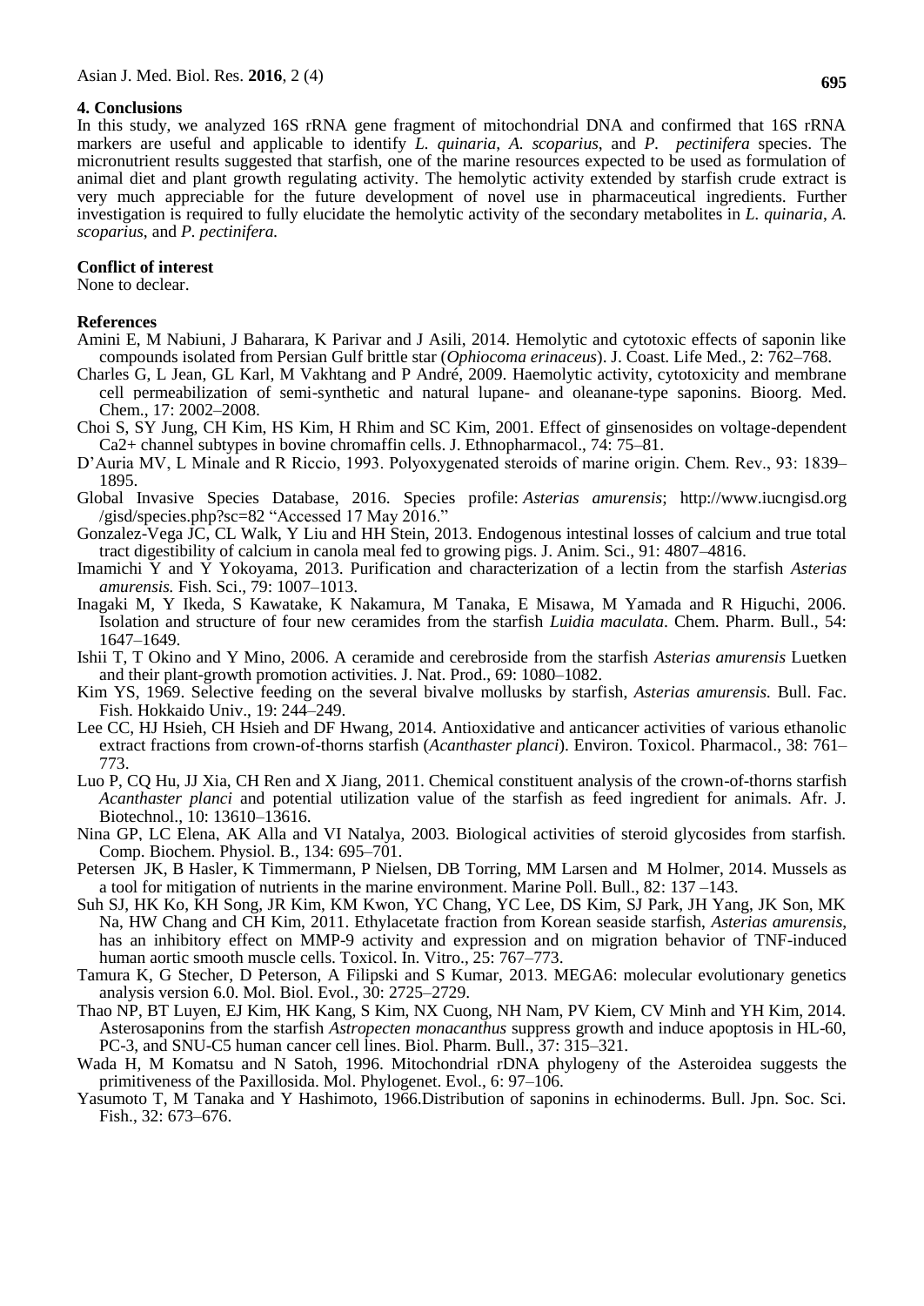## 4. Conclusions

In this study, we analyzed 16S rRNA gene fragment of mitochondrial DNA and confirmed that 16S rRNA markers are useful and applicable to identify *L. quinaria*, *A. scoparius*, and *P. pectinifera* species. The micronutrient results suggested that starfish, one of the marine resources expected to be used as formulation of animal diet and plant growth regulating activity. The hemolytic activity extended by starfish crude extract is very much appreciable for the future development of novel use in pharmaceutical ingredients. Further investigation is required to fully elucidate the hemolytic activity of the secondary metabolites in *L. quinaria*, *A. scoparius*, and *P. pectinifera.*

## Conflict of interest

None to declear.

## References

Amini E, M Nabiuni, J Baharara, K Parivar and J Asili, 2014. Hemolytic and cytotoxic effects of saponin like compounds isolated from Persian Gulf brittle star (*Ophiocoma erinaceus*). J. Coast. Life Med., 2: 762–768.

Charles G, L Jean, GL Karl, M Vakhtang and P André, 2009. Haemolytic activity, cytotoxicity and membrane cell permeabilization of semi-synthetic and natural lupane- and oleanane-type saponins. Bioorg. Med. Chem., 17: 2002–2008.

Choi S, SY Jung, CH Kim, HS Kim, H Rhim and SC Kim, 2001. Effect of ginsenosides on voltage-dependent Ca2+ channel subtypes in bovine chromaffin cells. J. Ethnopharmacol., 74: 75–81.

D'Auria MV, L Minale and R Riccio, 1993. Polyoxygenated steroids of marine origin. Chem. Rev., 93: 1839–1895.

Global Invasive Species Database, 2016. Species profile: *Asterias amurensis*; http://www.iucngisd.org /gisd/species.php?sc=82 "Accessed 17 May 2016."

Gonzalez-Vega JC, CL Walk, Y Liu and HH Stein, 2013. Endogenous intestinal losses of calcium and true total tract digestibility of calcium in canola meal fed to growing pigs. J. Anim. Sci., 91: 4807–4816.

Imamichi Y and Y Yokoyama, 2013. Purification and characterization of a lectin from the starfish *Asterias amurensis.* Fish. Sci., 79: 1007–1013.

Inagaki M, Y Ikeda, S Kawatake, K Nakamura, M Tanaka, E Misawa, M Yamada and R Higuchi, 2006. Isolation and structure of four new ceramides from the starfish *Luidia maculata*. Chem. Pharm. Bull., 54: 1647–1649.

Ishii T, T Okino and Y Mino, 2006. A ceramide and cerebroside from the starfish *Asterias amurensis* Luetken and their plant-growth promotion activities. J. Nat. Prod., 69: 1080–1082.

Kim YS, 1969. Selective feeding on the several bivalve mollusks by starfish, *Asterias amurensis.* Bull. Fac. Fish. Hokkaido Univ., 19: 244–249.

Lee CC, HJ Hsieh, CH Hsieh and DF Hwang, 2014. Antioxidative and anticancer activities of various ethanolic extract fractions from crown-of-thorns starfish (*Acanthaster planci*). Environ. Toxicol. Pharmacol., 38: 761–773.

Luo P, CQ Hu, JJ Xia, CH Ren and X Jiang, 2011. Chemical constituent analysis of the crown-of-thorns starfish *Acanthaster planci* and potential utilization value of the starfish as feed ingredient for animals. Afr. J. Biotechnol., 10: 13610–13616.

Nina GP, LC Elena, AK Alla and VI Natalya, 2003. Biological activities of steroid glycosides from starfish. Comp. Biochem. Physiol. B., 134: 695–701.

Petersen JK, B Hasler, K Timmermann, P Nielsen, DB Torring, MM Larsen and M Holmer, 2014. Mussels as a tool for mitigation of nutrients in the marine environment. Marine Poll. Bull., 82: 137 –143.

Suh SJ, HK Ko, KH Song, JR Kim, KM Kwon, YC Chang, YC Lee, DS Kim, SJ Park, JH Yang, JK Son, MK Na, HW Chang and CH Kim, 2011. Ethylacetate fraction from Korean seaside starfish, *Asterias amurensis*, has an inhibitory effect on MMP-9 activity and expression and on migration behavior of TNF-induced human aortic smooth muscle cells. Toxicol. In. Vitro., 25: 767–773.

Tamura K, G Stecher, D Peterson, A Filipski and S Kumar, 2013. MEGA6: molecular evolutionary genetics analysis version 6.0. Mol. Biol. Evol., 30: 2725–2729.

Thao NP, BT Luyen, EJ Kim, HK Kang, S Kim, NX Cuong, NH Nam, PV Kiem, CV Minh and YH Kim, 2014. Asterosaponins from the starfish *Astropecten monacanthus* suppress growth and induce apoptosis in HL-60, PC-3, and SNU-C5 human cancer cell lines. Biol. Pharm. Bull., 37: 315–321.

Wada H, M Komatsu and N Satoh, 1996. Mitochondrial rDNA phylogeny of the Asteroidea suggests the primitiveness of the Paxillosida. Mol. Phylogenet. Evol., 6: 97–106.

Yasumoto T, M Tanaka and Y Hashimoto, 1966.Distribution of saponins in echinoderms. Bull. Jpn. Soc. Sci. Fish., 32: 673–676.